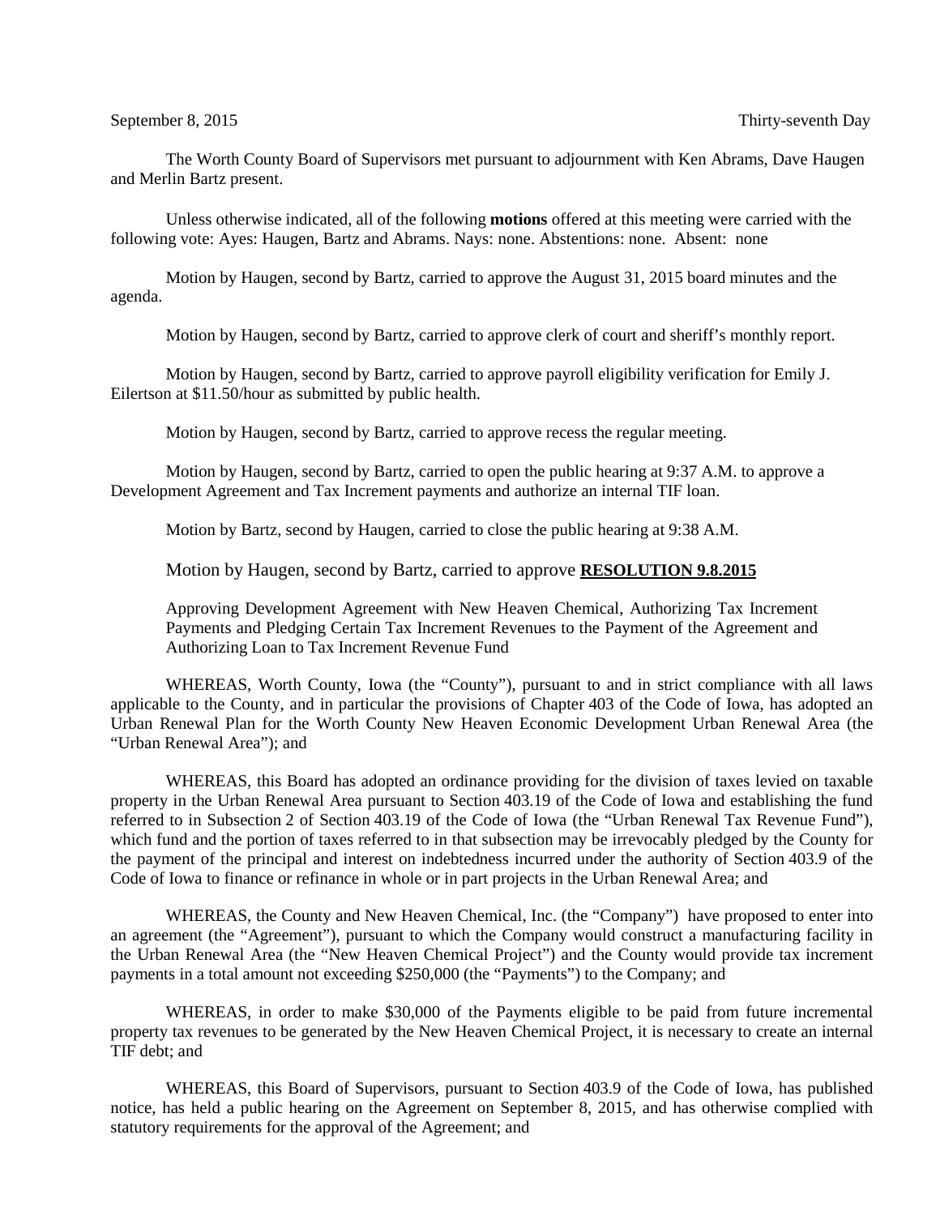September 8, 2015 Thirty-seventh Day

The Worth County Board of Supervisors met pursuant to adjournment with Ken Abrams, Dave Haugen and Merlin Bartz present.

Unless otherwise indicated, all of the following **motions** offered at this meeting were carried with the following vote: Ayes: Haugen, Bartz and Abrams. Nays: none. Abstentions: none. Absent: none

Motion by Haugen, second by Bartz, carried to approve the August 31, 2015 board minutes and the agenda.

Motion by Haugen, second by Bartz, carried to approve clerk of court and sheriff's monthly report.

Motion by Haugen, second by Bartz, carried to approve payroll eligibility verification for Emily J. Eilertson at $11.50/hour as submitted by public health.

Motion by Haugen, second by Bartz, carried to approve recess the regular meeting.

Motion by Haugen, second by Bartz, carried to open the public hearing at 9:37 A.M. to approve a Development Agreement and Tax Increment payments and authorize an internal TIF loan.

Motion by Bartz, second by Haugen, carried to close the public hearing at 9:38 A.M.

Motion by Haugen, second by Bartz, carried to approve **RESOLUTION 9.8.2015**

Approving Development Agreement with New Heaven Chemical, Authorizing Tax Increment Payments and Pledging Certain Tax Increment Revenues to the Payment of the Agreement and Authorizing Loan to Tax Increment Revenue Fund

WHEREAS, Worth County, Iowa (the "County"), pursuant to and in strict compliance with all laws applicable to the County, and in particular the provisions of Chapter 403 of the Code of Iowa, has adopted an Urban Renewal Plan for the Worth County New Heaven Economic Development Urban Renewal Area (the "Urban Renewal Area"); and

WHEREAS, this Board has adopted an ordinance providing for the division of taxes levied on taxable property in the Urban Renewal Area pursuant to Section 403.19 of the Code of Iowa and establishing the fund referred to in Subsection 2 of Section 403.19 of the Code of Iowa (the "Urban Renewal Tax Revenue Fund"), which fund and the portion of taxes referred to in that subsection may be irrevocably pledged by the County for the payment of the principal and interest on indebtedness incurred under the authority of Section 403.9 of the Code of Iowa to finance or refinance in whole or in part projects in the Urban Renewal Area; and

WHEREAS, the County and New Heaven Chemical, Inc. (the "Company") have proposed to enter into an agreement (the "Agreement"), pursuant to which the Company would construct a manufacturing facility in the Urban Renewal Area (the "New Heaven Chemical Project") and the County would provide tax increment payments in a total amount not exceeding $250,000 (the "Payments") to the Company; and

WHEREAS, in order to make $30,000 of the Payments eligible to be paid from future incremental property tax revenues to be generated by the New Heaven Chemical Project, it is necessary to create an internal TIF debt; and

WHEREAS, this Board of Supervisors, pursuant to Section 403.9 of the Code of Iowa, has published notice, has held a public hearing on the Agreement on September 8, 2015, and has otherwise complied with statutory requirements for the approval of the Agreement; and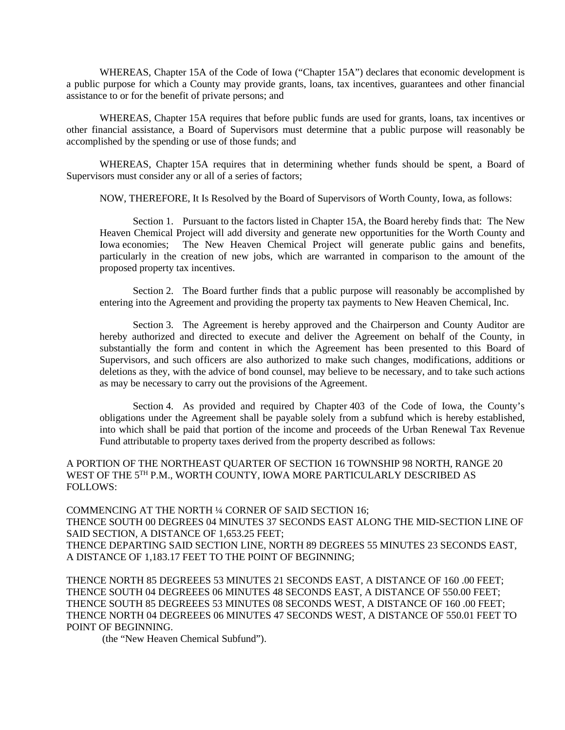WHEREAS, Chapter 15A of the Code of Iowa ("Chapter 15A") declares that economic development is a public purpose for which a County may provide grants, loans, tax incentives, guarantees and other financial assistance to or for the benefit of private persons; and

WHEREAS, Chapter 15A requires that before public funds are used for grants, loans, tax incentives or other financial assistance, a Board of Supervisors must determine that a public purpose will reasonably be accomplished by the spending or use of those funds; and

WHEREAS, Chapter 15A requires that in determining whether funds should be spent, a Board of Supervisors must consider any or all of a series of factors;

NOW, THEREFORE, It Is Resolved by the Board of Supervisors of Worth County, Iowa, as follows:

Section 1. Pursuant to the factors listed in Chapter 15A, the Board hereby finds that: The New Heaven Chemical Project will add diversity and generate new opportunities for the Worth County and Iowa economies; The New Heaven Chemical Project will generate public gains and benefits, particularly in the creation of new jobs, which are warranted in comparison to the amount of the proposed property tax incentives.

Section 2. The Board further finds that a public purpose will reasonably be accomplished by entering into the Agreement and providing the property tax payments to New Heaven Chemical, Inc.

Section 3. The Agreement is hereby approved and the Chairperson and County Auditor are hereby authorized and directed to execute and deliver the Agreement on behalf of the County, in substantially the form and content in which the Agreement has been presented to this Board of Supervisors, and such officers are also authorized to make such changes, modifications, additions or deletions as they, with the advice of bond counsel, may believe to be necessary, and to take such actions as may be necessary to carry out the provisions of the Agreement.

Section 4. As provided and required by Chapter 403 of the Code of Iowa, the County's obligations under the Agreement shall be payable solely from a subfund which is hereby established, into which shall be paid that portion of the income and proceeds of the Urban Renewal Tax Revenue Fund attributable to property taxes derived from the property described as follows:

A PORTION OF THE NORTHEAST QUARTER OF SECTION 16 TOWNSHIP 98 NORTH, RANGE 20 WEST OF THE 5TH P.M., WORTH COUNTY, IOWA MORE PARTICULARLY DESCRIBED AS FOLLOWS:

COMMENCING AT THE NORTH ¼ CORNER OF SAID SECTION 16;
THENCE SOUTH 00 DEGREES 04 MINUTES 37 SECONDS EAST ALONG THE MID-SECTION LINE OF SAID SECTION, A DISTANCE OF 1,653.25 FEET;
THENCE DEPARTING SAID SECTION LINE, NORTH 89 DEGREES 55 MINUTES 23 SECONDS EAST, A DISTANCE OF 1,183.17 FEET TO THE POINT OF BEGINNING;

THENCE NORTH 85 DEGREEES 53 MINUTES 21 SECONDS EAST, A DISTANCE OF 160 .00 FEET;
THENCE SOUTH 04 DEGREEES 06 MINUTES 48 SECONDS EAST, A DISTANCE OF 550.00 FEET;
THENCE SOUTH 85 DEGREEES 53 MINUTES 08 SECONDS WEST, A DISTANCE OF 160 .00 FEET;
THENCE NORTH 04 DEGREEES 06 MINUTES 47 SECONDS WEST, A DISTANCE OF 550.01 FEET TO POINT OF BEGINNING.

(the "New Heaven Chemical Subfund").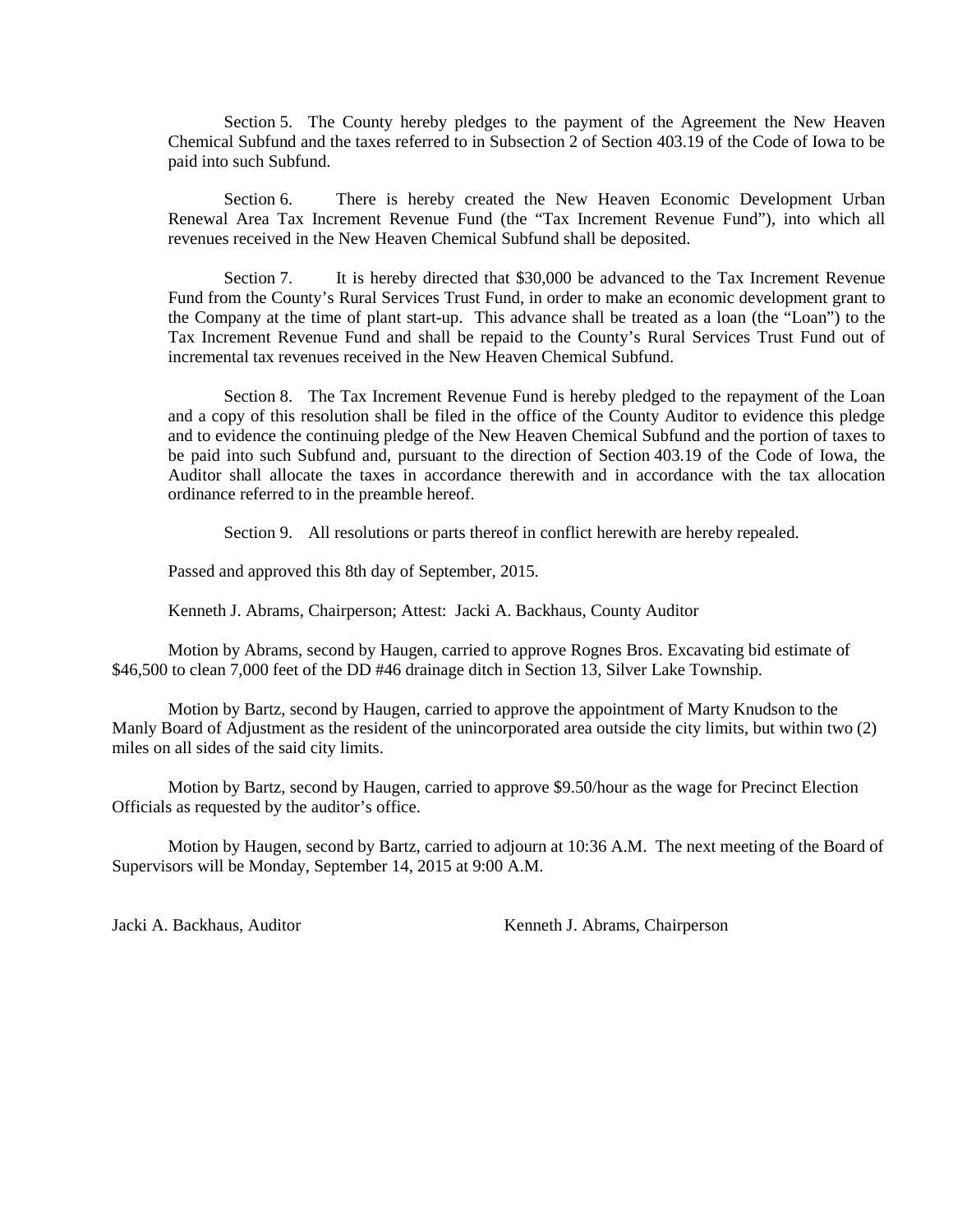Section 5. The County hereby pledges to the payment of the Agreement the New Heaven Chemical Subfund and the taxes referred to in Subsection 2 of Section 403.19 of the Code of Iowa to be paid into such Subfund.

Section 6. There is hereby created the New Heaven Economic Development Urban Renewal Area Tax Increment Revenue Fund (the "Tax Increment Revenue Fund"), into which all revenues received in the New Heaven Chemical Subfund shall be deposited.

Section 7. It is hereby directed that $30,000 be advanced to the Tax Increment Revenue Fund from the County's Rural Services Trust Fund, in order to make an economic development grant to the Company at the time of plant start-up. This advance shall be treated as a loan (the "Loan") to the Tax Increment Revenue Fund and shall be repaid to the County's Rural Services Trust Fund out of incremental tax revenues received in the New Heaven Chemical Subfund.

Section 8. The Tax Increment Revenue Fund is hereby pledged to the repayment of the Loan and a copy of this resolution shall be filed in the office of the County Auditor to evidence this pledge and to evidence the continuing pledge of the New Heaven Chemical Subfund and the portion of taxes to be paid into such Subfund and, pursuant to the direction of Section 403.19 of the Code of Iowa, the Auditor shall allocate the taxes in accordance therewith and in accordance with the tax allocation ordinance referred to in the preamble hereof.

Section 9. All resolutions or parts thereof in conflict herewith are hereby repealed.

Passed and approved this 8th day of September, 2015.

Kenneth J. Abrams, Chairperson; Attest: Jacki A. Backhaus, County Auditor

Motion by Abrams, second by Haugen, carried to approve Rognes Bros. Excavating bid estimate of $46,500 to clean 7,000 feet of the DD #46 drainage ditch in Section 13, Silver Lake Township.

Motion by Bartz, second by Haugen, carried to approve the appointment of Marty Knudson to the Manly Board of Adjustment as the resident of the unincorporated area outside the city limits, but within two (2) miles on all sides of the said city limits.

Motion by Bartz, second by Haugen, carried to approve $9.50/hour as the wage for Precinct Election Officials as requested by the auditor's office.

Motion by Haugen, second by Bartz, carried to adjourn at 10:36 A.M. The next meeting of the Board of Supervisors will be Monday, September 14, 2015 at 9:00 A.M.

Jacki A. Backhaus, Auditor Kenneth J. Abrams, Chairperson